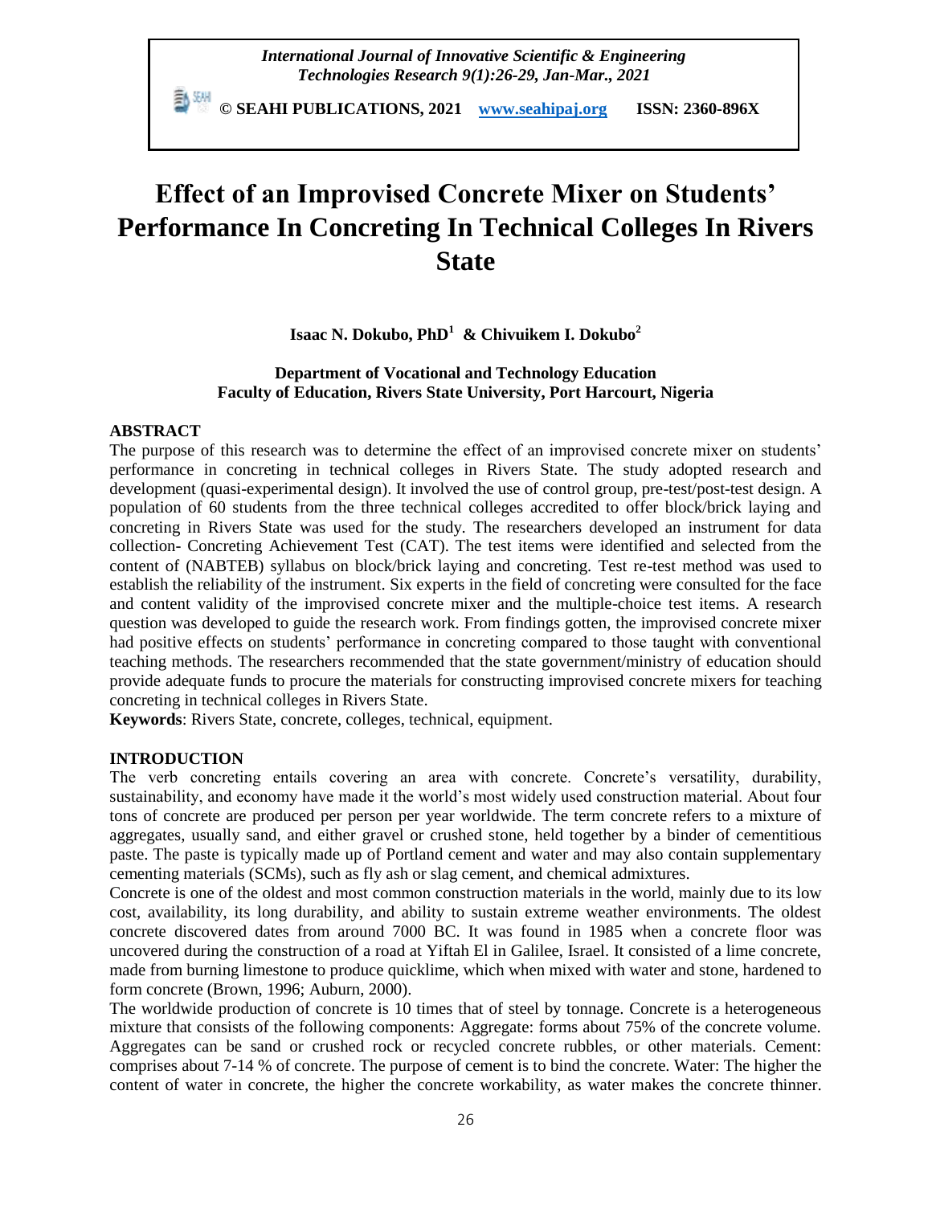# Effect of an Improvised Concrete Mixer on Students' Performance In Concreting In Technical Colleges In Rivers State

**Isaac N. Dokubo, PhD[1] & Chivuikem I. Dokubo[2]**

**Department of Vocational and Technology Education**
**Faculty of Education, Rivers State University, Port Harcourt, Nigeria**

## ABSTRACT

The purpose of this research was to determine the effect of an improvised concrete mixer on students' performance in concreting in technical colleges in Rivers State. The study adopted research and development (quasi-experimental design). It involved the use of control group, pre-test/post-test design. A population of 60 students from the three technical colleges accredited to offer block/brick laying and concreting in Rivers State was used for the study. The researchers developed an instrument for data collection- Concreting Achievement Test (CAT). The test items were identified and selected from the content of (NABTEB) syllabus on block/brick laying and concreting. Test re-test method was used to establish the reliability of the instrument. Six experts in the field of concreting were consulted for the face and content validity of the improvised concrete mixer and the multiple-choice test items. A research question was developed to guide the research work. From findings gotten, the improvised concrete mixer had positive effects on students' performance in concreting compared to those taught with conventional teaching methods. The researchers recommended that the state government/ministry of education should provide adequate funds to procure the materials for constructing improvised concrete mixers for teaching concreting in technical colleges in Rivers State.

**Keywords**: Rivers State, concrete, colleges, technical, equipment.

## INTRODUCTION

The verb concreting entails covering an area with concrete. Concrete's versatility, durability, sustainability, and economy have made it the world's most widely used construction material. About four tons of concrete are produced per person per year worldwide. The term concrete refers to a mixture of aggregates, usually sand, and either gravel or crushed stone, held together by a binder of cementitious paste. The paste is typically made up of Portland cement and water and may also contain supplementary cementing materials (SCMs), such as fly ash or slag cement, and chemical admixtures.

Concrete is one of the oldest and most common construction materials in the world, mainly due to its low cost, availability, its long durability, and ability to sustain extreme weather environments. The oldest concrete discovered dates from around 7000 BC. It was found in 1985 when a concrete floor was uncovered during the construction of a road at Yiftah El in Galilee, Israel. It consisted of a lime concrete, made from burning limestone to produce quicklime, which when mixed with water and stone, hardened to form concrete (Brown, 1996; Auburn, 2000).

The worldwide production of concrete is 10 times that of steel by tonnage. Concrete is a heterogeneous mixture that consists of the following components: Aggregate: forms about 75% of the concrete volume. Aggregates can be sand or crushed rock or recycled concrete rubbles, or other materials. Cement: comprises about 7-14 % of concrete. The purpose of cement is to bind the concrete. Water: The higher the content of water in concrete, the higher the concrete workability, as water makes the concrete thinner.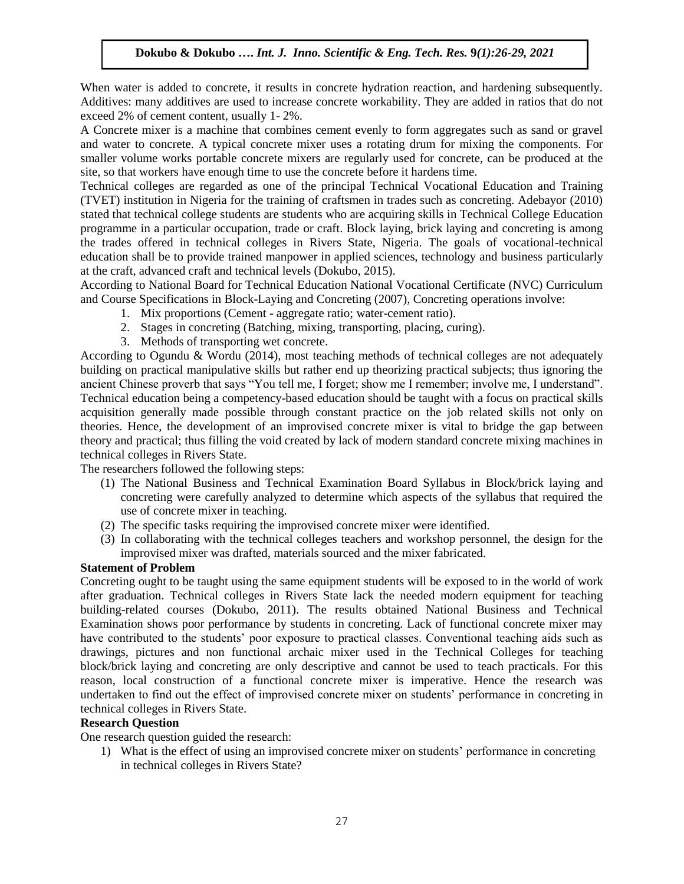When water is added to concrete, it results in concrete hydration reaction, and hardening subsequently. Additives: many additives are used to increase concrete workability. They are added in ratios that do not exceed 2% of cement content, usually 1- 2%.

A Concrete mixer is a machine that combines cement evenly to form aggregates such as sand or gravel and water to concrete. A typical concrete mixer uses a rotating drum for mixing the components. For smaller volume works portable concrete mixers are regularly used for concrete, can be produced at the site, so that workers have enough time to use the concrete before it hardens time.

Technical colleges are regarded as one of the principal Technical Vocational Education and Training (TVET) institution in Nigeria for the training of craftsmen in trades such as concreting. Adebayor (2010) stated that technical college students are students who are acquiring skills in Technical College Education programme in a particular occupation, trade or craft. Block laying, brick laying and concreting is among the trades offered in technical colleges in Rivers State, Nigeria. The goals of vocational-technical education shall be to provide trained manpower in applied sciences, technology and business particularly at the craft, advanced craft and technical levels (Dokubo, 2015).

According to National Board for Technical Education National Vocational Certificate (NVC) Curriculum and Course Specifications in Block-Laying and Concreting (2007), Concreting operations involve:

1. Mix proportions (Cement - aggregate ratio; water-cement ratio).
2. Stages in concreting (Batching, mixing, transporting, placing, curing).
3. Methods of transporting wet concrete.

According to Ogundu & Wordu (2014), most teaching methods of technical colleges are not adequately building on practical manipulative skills but rather end up theorizing practical subjects; thus ignoring the ancient Chinese proverb that says "You tell me, I forget; show me I remember; involve me, I understand". Technical education being a competency-based education should be taught with a focus on practical skills acquisition generally made possible through constant practice on the job related skills not only on theories. Hence, the development of an improvised concrete mixer is vital to bridge the gap between theory and practical; thus filling the void created by lack of modern standard concrete mixing machines in technical colleges in Rivers State.

The researchers followed the following steps:

(1) The National Business and Technical Examination Board Syllabus in Block/brick laying and concreting were carefully analyzed to determine which aspects of the syllabus that required the use of concrete mixer in teaching.
(2) The specific tasks requiring the improvised concrete mixer were identified.
(3) In collaborating with the technical colleges teachers and workshop personnel, the design for the improvised mixer was drafted, materials sourced and the mixer fabricated.

**Statement of Problem**

Concreting ought to be taught using the same equipment students will be exposed to in the world of work after graduation. Technical colleges in Rivers State lack the needed modern equipment for teaching building-related courses (Dokubo, 2011). The results obtained National Business and Technical Examination shows poor performance by students in concreting. Lack of functional concrete mixer may have contributed to the students' poor exposure to practical classes. Conventional teaching aids such as drawings, pictures and non functional archaic mixer used in the Technical Colleges for teaching block/brick laying and concreting are only descriptive and cannot be used to teach practicals. For this reason, local construction of a functional concrete mixer is imperative. Hence the research was undertaken to find out the effect of improvised concrete mixer on students' performance in concreting in technical colleges in Rivers State.

**Research Question**

One research question guided the research:

1) What is the effect of using an improvised concrete mixer on students' performance in concreting in technical colleges in Rivers State?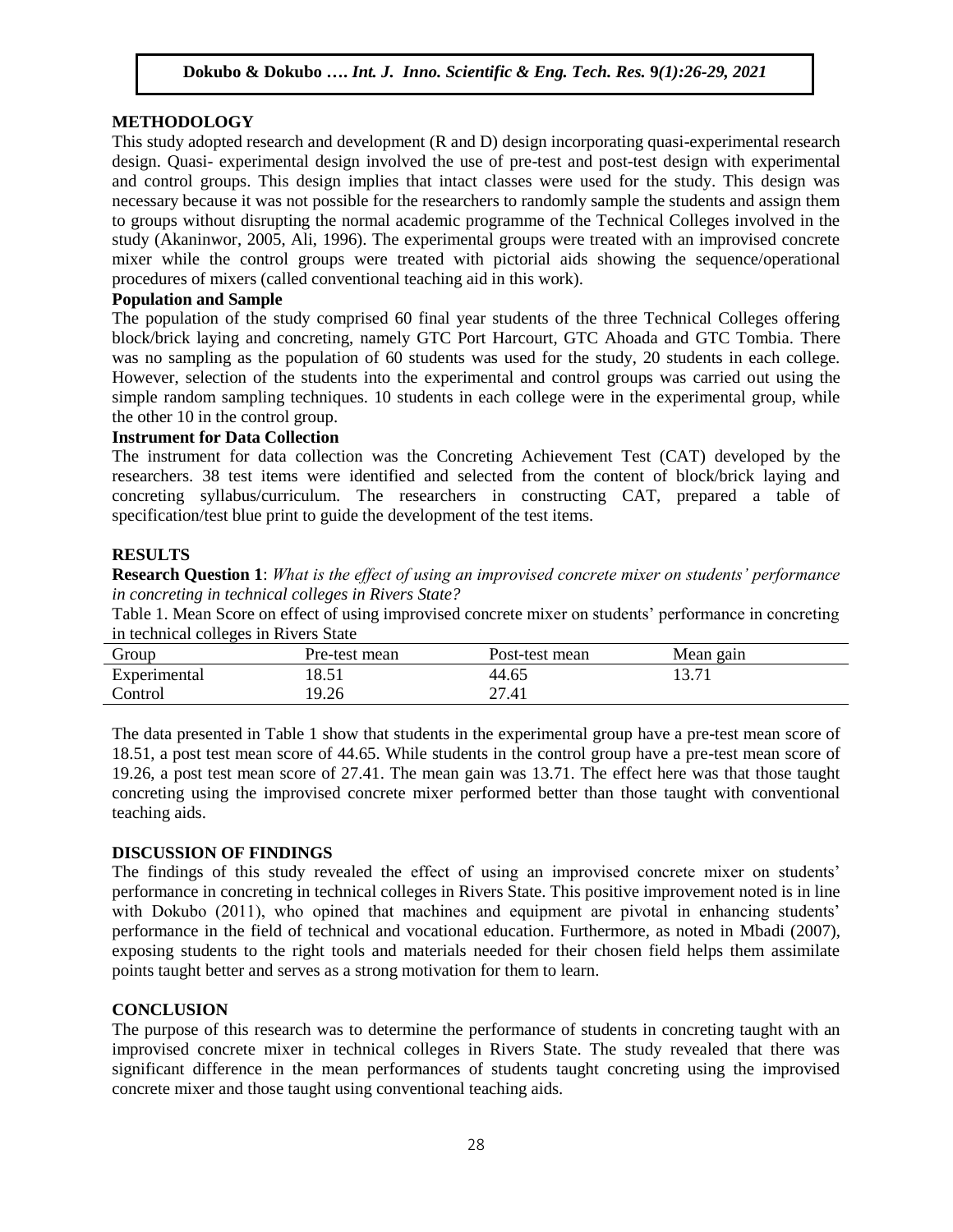## METHODOLOGY

This study adopted research and development (R and D) design incorporating quasi-experimental research design. Quasi- experimental design involved the use of pre-test and post-test design with experimental and control groups. This design implies that intact classes were used for the study. This design was necessary because it was not possible for the researchers to randomly sample the students and assign them to groups without disrupting the normal academic programme of the Technical Colleges involved in the study (Akaninwor, 2005, Ali, 1996). The experimental groups were treated with an improvised concrete mixer while the control groups were treated with pictorial aids showing the sequence/operational procedures of mixers (called conventional teaching aid in this work).

### Population and Sample

The population of the study comprised 60 final year students of the three Technical Colleges offering block/brick laying and concreting, namely GTC Port Harcourt, GTC Ahoada and GTC Tombia. There was no sampling as the population of 60 students was used for the study, 20 students in each college. However, selection of the students into the experimental and control groups was carried out using the simple random sampling techniques. 10 students in each college were in the experimental group, while the other 10 in the control group.

### Instrument for Data Collection

The instrument for data collection was the Concreting Achievement Test (CAT) developed by the researchers. 38 test items were identified and selected from the content of block/brick laying and concreting syllabus/curriculum. The researchers in constructing CAT, prepared a table of specification/test blue print to guide the development of the test items.

## RESULTS

**Research Question 1**: *What is the effect of using an improvised concrete mixer on students' performance in concreting in technical colleges in Rivers State?*

Table 1. Mean Score on effect of using improvised concrete mixer on students' performance in concreting in technical colleges in Rivers State

| Group | Pre-test mean | Post-test mean | Mean gain |
|---|---|---|---|
| Experimental | 18.51 | 44.65 | 13.71 |
| Control | 19.26 | 27.41 | |

The data presented in Table 1 show that students in the experimental group have a pre-test mean score of 18.51, a post test mean score of 44.65. While students in the control group have a pre-test mean score of 19.26, a post test mean score of 27.41. The mean gain was 13.71. The effect here was that those taught concreting using the improvised concrete mixer performed better than those taught with conventional teaching aids.

## DISCUSSION OF FINDINGS

The findings of this study revealed the effect of using an improvised concrete mixer on students' performance in concreting in technical colleges in Rivers State. This positive improvement noted is in line with Dokubo (2011), who opined that machines and equipment are pivotal in enhancing students' performance in the field of technical and vocational education. Furthermore, as noted in Mbadi (2007), exposing students to the right tools and materials needed for their chosen field helps them assimilate points taught better and serves as a strong motivation for them to learn.

## CONCLUSION

The purpose of this research was to determine the performance of students in concreting taught with an improvised concrete mixer in technical colleges in Rivers State. The study revealed that there was significant difference in the mean performances of students taught concreting using the improvised concrete mixer and those taught using conventional teaching aids.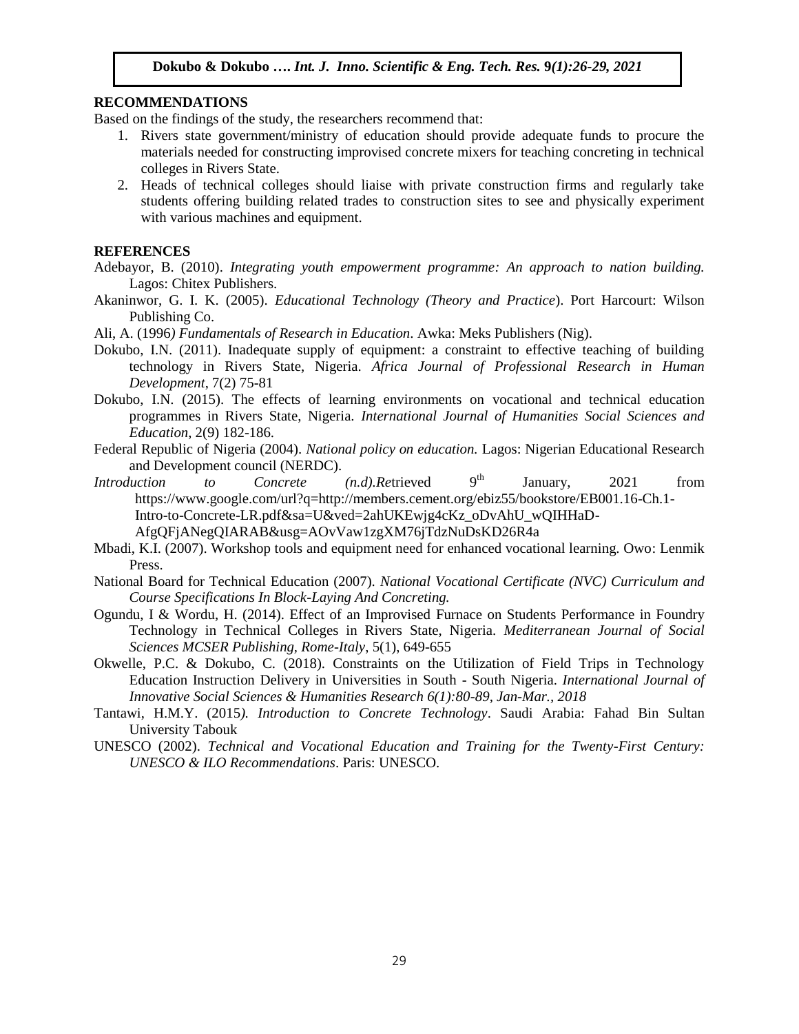## RECOMMENDATIONS

Based on the findings of the study, the researchers recommend that:

1. Rivers state government/ministry of education should provide adequate funds to procure the materials needed for constructing improvised concrete mixers for teaching concreting in technical colleges in Rivers State.
2. Heads of technical colleges should liaise with private construction firms and regularly take students offering building related trades to construction sites to see and physically experiment with various machines and equipment.

## REFERENCES

Adebayor, B. (2010). *Integrating youth empowerment programme: An approach to nation building.* Lagos: Chitex Publishers.

Akaninwor, G. I. K. (2005). *Educational Technology (Theory and Practice*). Port Harcourt: Wilson Publishing Co.

Ali, A. (1996*) Fundamentals of Research in Education*. Awka: Meks Publishers (Nig).

Dokubo, I.N. (2011). Inadequate supply of equipment: a constraint to effective teaching of building technology in Rivers State, Nigeria. *Africa Journal of Professional Research in Human Development*, 7(2) 75-81

Dokubo, I.N. (2015). The effects of learning environments on vocational and technical education programmes in Rivers State, Nigeria. *International Journal of Humanities Social Sciences and Education*, 2(9) 182-186.

Federal Republic of Nigeria (2004). *National policy on education.* Lagos: Nigerian Educational Research and Development council (NERDC).

*Introduction to Concrete (n.d).Re*trieved 9th January, 2021 from https://www.google.com/url?q=http://members.cement.org/ebiz55/bookstore/EB001.16-Ch.1-Intro-to-Concrete-LR.pdf&sa=U&ved=2ahUKEwjg4cKz_oDvAhU_wQIHHaD-AfgQFjANegQIARAB&usg=AOvVaw1zgXM76jTdzNuDsKD26R4a

Mbadi, K.I. (2007). Workshop tools and equipment need for enhanced vocational learning. Owo: Lenmik Press.

National Board for Technical Education (2007). *National Vocational Certificate (NVC) Curriculum and Course Specifications In Block-Laying And Concreting.*

Ogundu, I & Wordu, H. (2014). Effect of an Improvised Furnace on Students Performance in Foundry Technology in Technical Colleges in Rivers State, Nigeria. *Mediterranean Journal of Social Sciences MCSER Publishing, Rome-Italy,* 5(1), 649-655

Okwelle, P.C. & Dokubo, C. (2018). Constraints on the Utilization of Field Trips in Technology Education Instruction Delivery in Universities in South - South Nigeria. *International Journal of Innovative Social Sciences & Humanities Research 6(1):80-89, Jan-Mar., 2018*

Tantawi, H.M.Y. (2015*). Introduction to Concrete Technology*. Saudi Arabia: Fahad Bin Sultan University Tabouk

UNESCO (2002). *Technical and Vocational Education and Training for the Twenty-First Century: UNESCO & ILO Recommendations*. Paris: UNESCO.